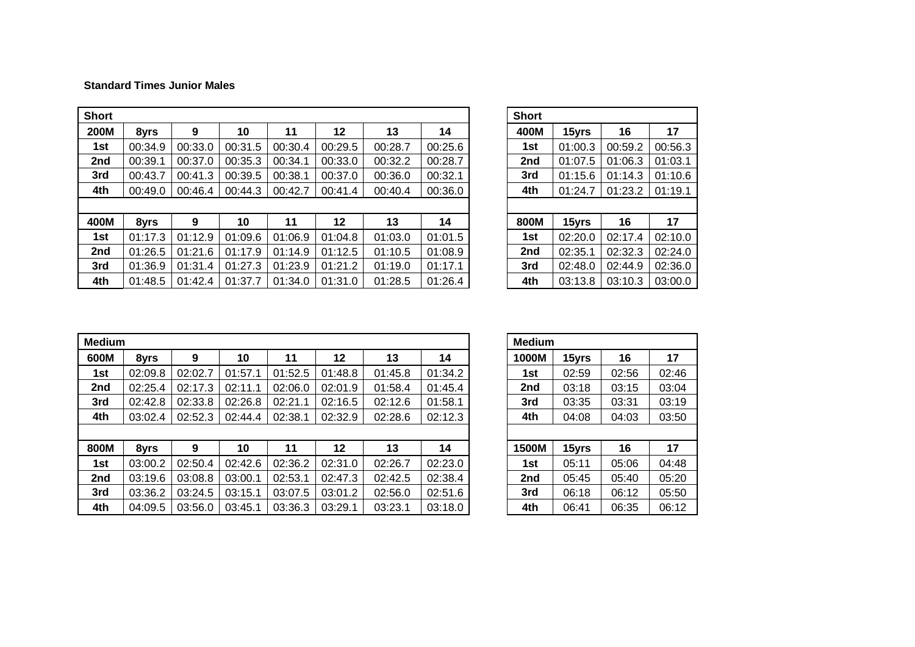**Standard Times Junior Males**

| Short | | | | | | | |
|---|---|---|---|---|---|---|---|
| **200M** | **8yrs** | **9** | **10** | **11** | **12** | **13** | **14** |
| **1st** | 00:34.9 | 00:33.0 | 00:31.5 | 00:30.4 | 00:29.5 | 00:28.7 | 00:25.6 |
| **2nd** | 00:39.1 | 00:37.0 | 00:35.3 | 00:34.1 | 00:33.0 | 00:32.2 | 00:28.7 |
| **3rd** | 00:43.7 | 00:41.3 | 00:39.5 | 00:38.1 | 00:37.0 | 00:36.0 | 00:32.1 |
| **4th** | 00:49.0 | 00:46.4 | 00:44.3 | 00:42.7 | 00:41.4 | 00:40.4 | 00:36.0 |
| | | | | | | | |
| **400M** | **8yrs** | **9** | **10** | **11** | **12** | **13** | **14** |
| **1st** | 01:17.3 | 01:12.9 | 01:09.6 | 01:06.9 | 01:04.8 | 01:03.0 | 01:01.5 |
| **2nd** | 01:26.5 | 01:21.6 | 01:17.9 | 01:14.9 | 01:12.5 | 01:10.5 | 01:08.9 |
| **3rd** | 01:36.9 | 01:31.4 | 01:27.3 | 01:23.9 | 01:21.2 | 01:19.0 | 01:17.1 |
| **4th** | 01:48.5 | 01:42.4 | 01:37.7 | 01:34.0 | 01:31.0 | 01:28.5 | 01:26.4 |

| Short | | | |
|---|---|---|---|
| **400M** | **15yrs** | **16** | **17** |
| **1st** | 01:00.3 | 00:59.2 | 00:56.3 |
| **2nd** | 01:07.5 | 01:06.3 | 01:03.1 |
| **3rd** | 01:15.6 | 01:14.3 | 01:10.6 |
| **4th** | 01:24.7 | 01:23.2 | 01:19.1 |
| | | | |
| **800M** | **15yrs** | **16** | **17** |
| **1st** | 02:20.0 | 02:17.4 | 02:10.0 |
| **2nd** | 02:35.1 | 02:32.3 | 02:24.0 |
| **3rd** | 02:48.0 | 02:44.9 | 02:36.0 |
| **4th** | 03:13.8 | 03:10.3 | 03:00.0 |

| Medium | | | | | | | |
|---|---|---|---|---|---|---|---|
| **600M** | **8yrs** | **9** | **10** | **11** | **12** | **13** | **14** |
| **1st** | 02:09.8 | 02:02.7 | 01:57.1 | 01:52.5 | 01:48.8 | 01:45.8 | 01:34.2 |
| **2nd** | 02:25.4 | 02:17.3 | 02:11.1 | 02:06.0 | 02:01.9 | 01:58.4 | 01:45.4 |
| **3rd** | 02:42.8 | 02:33.8 | 02:26.8 | 02:21.1 | 02:16.5 | 02:12.6 | 01:58.1 |
| **4th** | 03:02.4 | 02:52.3 | 02:44.4 | 02:38.1 | 02:32.9 | 02:28.6 | 02:12.3 |
| | | | | | | | |
| **800M** | **8yrs** | **9** | **10** | **11** | **12** | **13** | **14** |
| **1st** | 03:00.2 | 02:50.4 | 02:42.6 | 02:36.2 | 02:31.0 | 02:26.7 | 02:23.0 |
| **2nd** | 03:19.6 | 03:08.8 | 03:00.1 | 02:53.1 | 02:47.3 | 02:42.5 | 02:38.4 |
| **3rd** | 03:36.2 | 03:24.5 | 03:15.1 | 03:07.5 | 03:01.2 | 02:56.0 | 02:51.6 |
| **4th** | 04:09.5 | 03:56.0 | 03:45.1 | 03:36.3 | 03:29.1 | 03:23.1 | 03:18.0 |

| Medium | | | |
|---|---|---|---|
| **1000M** | **15yrs** | **16** | **17** |
| **1st** | 02:59 | 02:56 | 02:46 |
| **2nd** | 03:18 | 03:15 | 03:04 |
| **3rd** | 03:35 | 03:31 | 03:19 |
| **4th** | 04:08 | 04:03 | 03:50 |
| | | | |
| **1500M** | **15yrs** | **16** | **17** |
| **1st** | 05:11 | 05:06 | 04:48 |
| **2nd** | 05:45 | 05:40 | 05:20 |
| **3rd** | 06:18 | 06:12 | 05:50 |
| **4th** | 06:41 | 06:35 | 06:12 |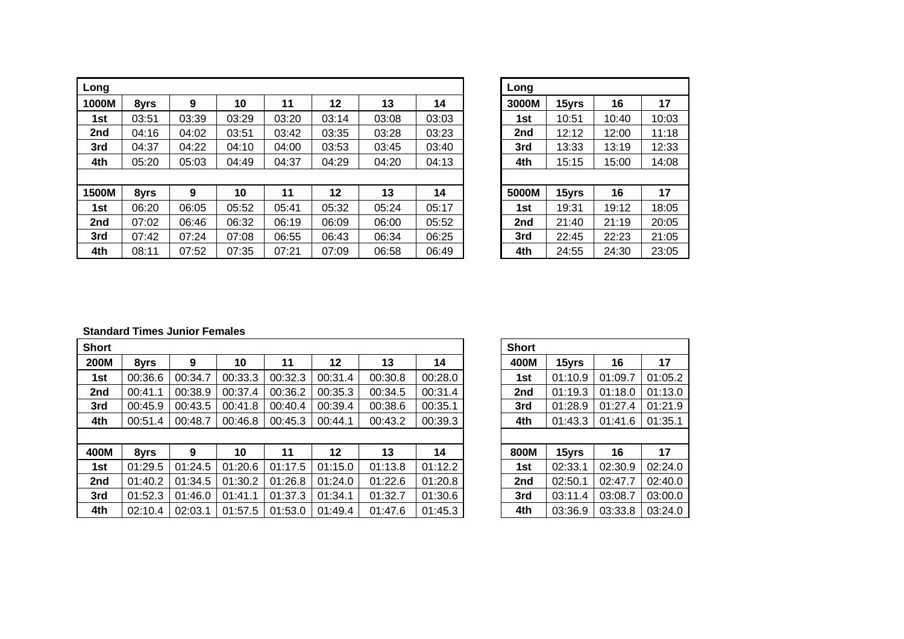| Long | | | | | | | |
|---|---|---|---|---|---|---|---|
| **1000M** | **8yrs** | **9** | **10** | **11** | **12** | **13** | **14** |
| **1st** | 03:51 | 03:39 | 03:29 | 03:20 | 03:14 | 03:08 | 03:03 |
| **2nd** | 04:16 | 04:02 | 03:51 | 03:42 | 03:35 | 03:28 | 03:23 |
| **3rd** | 04:37 | 04:22 | 04:10 | 04:00 | 03:53 | 03:45 | 03:40 |
| **4th** | 05:20 | 05:03 | 04:49 | 04:37 | 04:29 | 04:20 | 04:13 |
| | | | | | | | |
| **1500M** | **8yrs** | **9** | **10** | **11** | **12** | **13** | **14** |
| **1st** | 06:20 | 06:05 | 05:52 | 05:41 | 05:32 | 05:24 | 05:17 |
| **2nd** | 07:02 | 06:46 | 06:32 | 06:19 | 06:09 | 06:00 | 05:52 |
| **3rd** | 07:42 | 07:24 | 07:08 | 06:55 | 06:43 | 06:34 | 06:25 |
| **4th** | 08:11 | 07:52 | 07:35 | 07:21 | 07:09 | 06:58 | 06:49 |

| Long | | | |
|---|---|---|---|
| **3000M** | **15yrs** | **16** | **17** |
| **1st** | 10:51 | 10:40 | 10:03 |
| **2nd** | 12:12 | 12:00 | 11:18 |
| **3rd** | 13:33 | 13:19 | 12:33 |
| **4th** | 15:15 | 15:00 | 14:08 |
| | | | |
| **5000M** | **15yrs** | **16** | **17** |
| **1st** | 19:31 | 19:12 | 18:05 |
| **2nd** | 21:40 | 21:19 | 20:05 |
| **3rd** | 22:45 | 22:23 | 21:05 |
| **4th** | 24:55 | 24:30 | 23:05 |

**Standard Times Junior Females**

| Short | | | | | | | |
|---|---|---|---|---|---|---|---|
| **200M** | **8yrs** | **9** | **10** | **11** | **12** | **13** | **14** |
| **1st** | 00:36.6 | 00:34.7 | 00:33.3 | 00:32.3 | 00:31.4 | 00:30.8 | 00:28.0 |
| **2nd** | 00:41.1 | 00:38.9 | 00:37.4 | 00:36.2 | 00:35.3 | 00:34.5 | 00:31.4 |
| **3rd** | 00:45.9 | 00:43.5 | 00:41.8 | 00:40.4 | 00:39.4 | 00:38.6 | 00:35.1 |
| **4th** | 00:51.4 | 00:48.7 | 00:46.8 | 00:45.3 | 00:44.1 | 00:43.2 | 00:39.3 |
| | | | | | | | |
| **400M** | **8yrs** | **9** | **10** | **11** | **12** | **13** | **14** |
| **1st** | 01:29.5 | 01:24.5 | 01:20.6 | 01:17.5 | 01:15.0 | 01:13.8 | 01:12.2 |
| **2nd** | 01:40.2 | 01:34.5 | 01:30.2 | 01:26.8 | 01:24.0 | 01:22.6 | 01:20.8 |
| **3rd** | 01:52.3 | 01:46.0 | 01:41.1 | 01:37.3 | 01:34.1 | 01:32.7 | 01:30.6 |
| **4th** | 02:10.4 | 02:03.1 | 01:57.5 | 01:53.0 | 01:49.4 | 01:47.6 | 01:45.3 |

| Short | | | |
|---|---|---|---|
| **400M** | **15yrs** | **16** | **17** |
| **1st** | 01:10.9 | 01:09.7 | 01:05.2 |
| **2nd** | 01:19.3 | 01:18.0 | 01:13.0 |
| **3rd** | 01:28.9 | 01:27.4 | 01:21.9 |
| **4th** | 01:43.3 | 01:41.6 | 01:35.1 |
| | | | |
| **800M** | **15yrs** | **16** | **17** |
| **1st** | 02:33.1 | 02:30.9 | 02:24.0 |
| **2nd** | 02:50.1 | 02:47.7 | 02:40.0 |
| **3rd** | 03:11.4 | 03:08.7 | 03:00.0 |
| **4th** | 03:36.9 | 03:33.8 | 03:24.0 |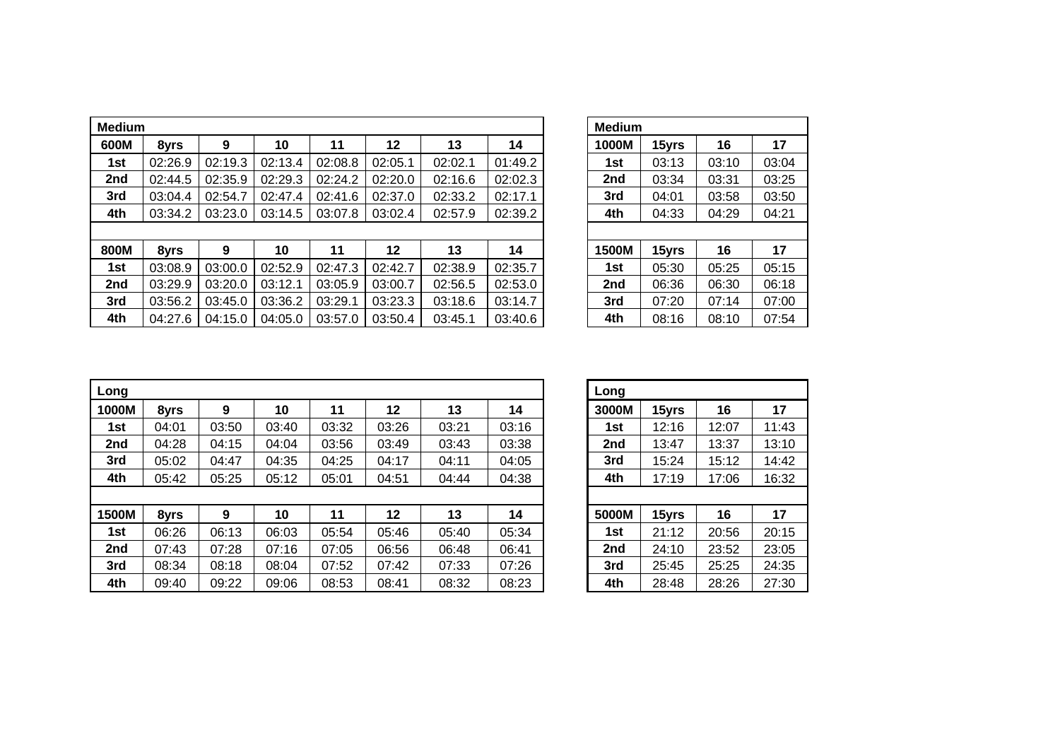| Medium | | | | | | | |
|---|---|---|---|---|---|---|---|
| **600M** | **8yrs** | **9** | **10** | **11** | **12** | **13** | **14** |
| **1st** | 02:26.9 | 02:19.3 | 02:13.4 | 02:08.8 | 02:05.1 | 02:02.1 | 01:49.2 |
| **2nd** | 02:44.5 | 02:35.9 | 02:29.3 | 02:24.2 | 02:20.0 | 02:16.6 | 02:02.3 |
| **3rd** | 03:04.4 | 02:54.7 | 02:47.4 | 02:41.6 | 02:37.0 | 02:33.2 | 02:17.1 |
| **4th** | 03:34.2 | 03:23.0 | 03:14.5 | 03:07.8 | 03:02.4 | 02:57.9 | 02:39.2 |
| | | | | | | | |
| **800M** | **8yrs** | **9** | **10** | **11** | **12** | **13** | **14** |
| **1st** | 03:08.9 | 03:00.0 | 02:52.9 | 02:47.3 | 02:42.7 | 02:38.9 | 02:35.7 |
| **2nd** | 03:29.9 | 03:20.0 | 03:12.1 | 03:05.9 | 03:00.7 | 02:56.5 | 02:53.0 |
| **3rd** | 03:56.2 | 03:45.0 | 03:36.2 | 03:29.1 | 03:23.3 | 03:18.6 | 03:14.7 |
| **4th** | 04:27.6 | 04:15.0 | 04:05.0 | 03:57.0 | 03:50.4 | 03:45.1 | 03:40.6 |

| Medium | | | |
|---|---|---|---|
| **1000M** | **15yrs** | **16** | **17** |
| **1st** | 03:13 | 03:10 | 03:04 |
| **2nd** | 03:34 | 03:31 | 03:25 |
| **3rd** | 04:01 | 03:58 | 03:50 |
| **4th** | 04:33 | 04:29 | 04:21 |
| | | | |
| **1500M** | **15yrs** | **16** | **17** |
| **1st** | 05:30 | 05:25 | 05:15 |
| **2nd** | 06:36 | 06:30 | 06:18 |
| **3rd** | 07:20 | 07:14 | 07:00 |
| **4th** | 08:16 | 08:10 | 07:54 |

| Long | | | | | | | |
|---|---|---|---|---|---|---|---|
| **1000M** | **8yrs** | **9** | **10** | **11** | **12** | **13** | **14** |
| **1st** | 04:01 | 03:50 | 03:40 | 03:32 | 03:26 | 03:21 | 03:16 |
| **2nd** | 04:28 | 04:15 | 04:04 | 03:56 | 03:49 | 03:43 | 03:38 |
| **3rd** | 05:02 | 04:47 | 04:35 | 04:25 | 04:17 | 04:11 | 04:05 |
| **4th** | 05:42 | 05:25 | 05:12 | 05:01 | 04:51 | 04:44 | 04:38 |
| | | | | | | | |
| **1500M** | **8yrs** | **9** | **10** | **11** | **12** | **13** | **14** |
| **1st** | 06:26 | 06:13 | 06:03 | 05:54 | 05:46 | 05:40 | 05:34 |
| **2nd** | 07:43 | 07:28 | 07:16 | 07:05 | 06:56 | 06:48 | 06:41 |
| **3rd** | 08:34 | 08:18 | 08:04 | 07:52 | 07:42 | 07:33 | 07:26 |
| **4th** | 09:40 | 09:22 | 09:06 | 08:53 | 08:41 | 08:32 | 08:23 |

| Long | | | |
|---|---|---|---|
| **3000M** | **15yrs** | **16** | **17** |
| **1st** | 12:16 | 12:07 | 11:43 |
| **2nd** | 13:47 | 13:37 | 13:10 |
| **3rd** | 15:24 | 15:12 | 14:42 |
| **4th** | 17:19 | 17:06 | 16:32 |
| | | | |
| **5000M** | **15yrs** | **16** | **17** |
| **1st** | 21:12 | 20:56 | 20:15 |
| **2nd** | 24:10 | 23:52 | 23:05 |
| **3rd** | 25:45 | 25:25 | 24:35 |
| **4th** | 28:48 | 28:26 | 27:30 |